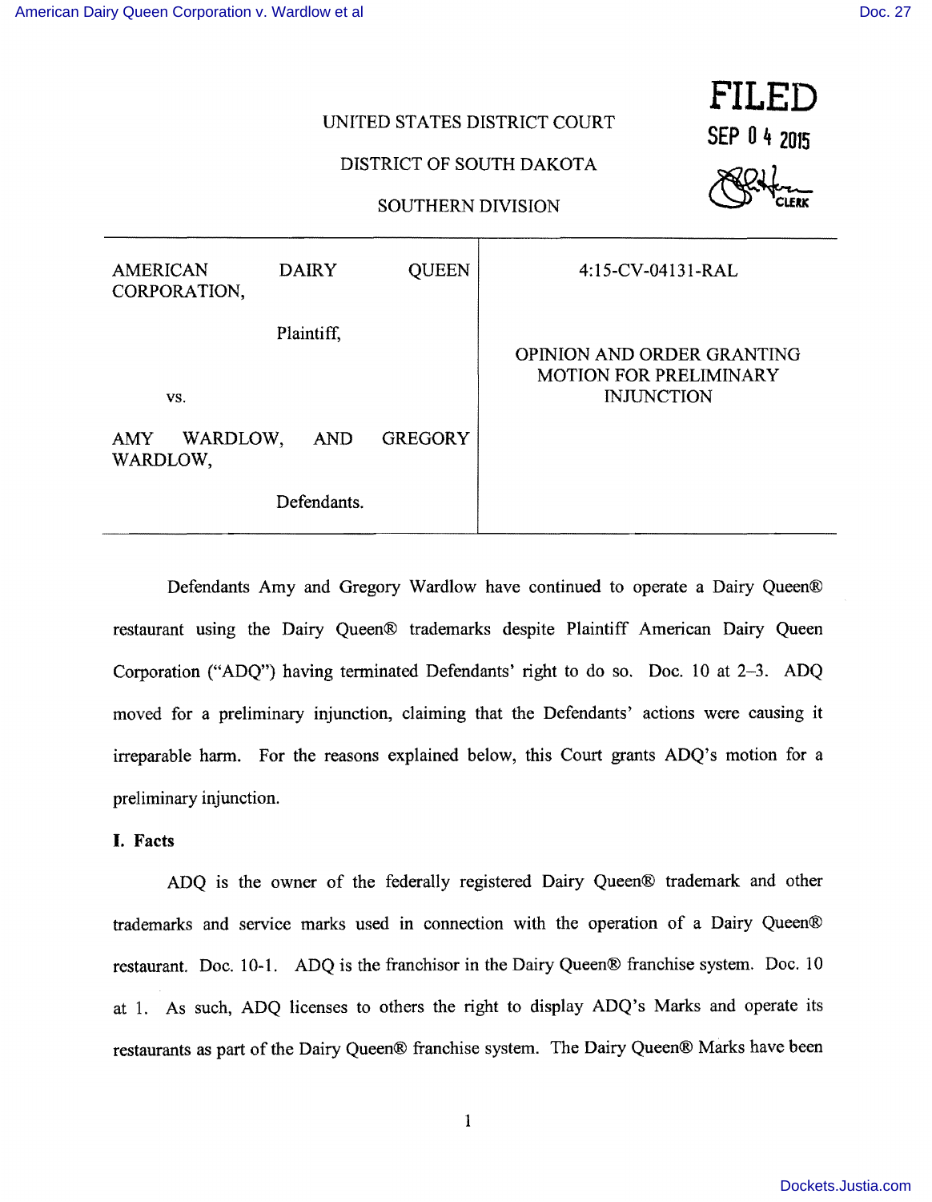UNITED STATES DISTRICT COURT

DISTRICT OF SOUTH DAKOTA

SOUTHERN DIVISION

FILED
SEP 04 2015
CLERK

| AMERICAN DAIRY QUEEN CORPORATION, Plaintiff, vs. AMY WARDLOW, AND GREGORY WARDLOW, Defendants. | 4:15-CV-04131-RAL OPINION AND ORDER GRANTING MOTION FOR PRELIMINARY INJUNCTION |
|---|---|

Defendants Amy and Gregory Wardlow have continued to operate a Dairy Queen® restaurant using the Dairy Queen® trademarks despite Plaintiff American Dairy Queen Corporation ("ADQ") having terminated Defendants' right to do so. Doc. 10 at 2–3. ADQ moved for a preliminary injunction, claiming that the Defendants' actions were causing it irreparable harm. For the reasons explained below, this Court grants ADQ's motion for a preliminary injunction.

## I. Facts

ADQ is the owner of the federally registered Dairy Queen® trademark and other trademarks and service marks used in connection with the operation of a Dairy Queen® restaurant. Doc. 10-1. ADQ is the franchisor in the Dairy Queen® franchise system. Doc. 10 at 1. As such, ADQ licenses to others the right to display ADQ's Marks and operate its restaurants as part of the Dairy Queen® franchise system. The Dairy Queen® Marks have been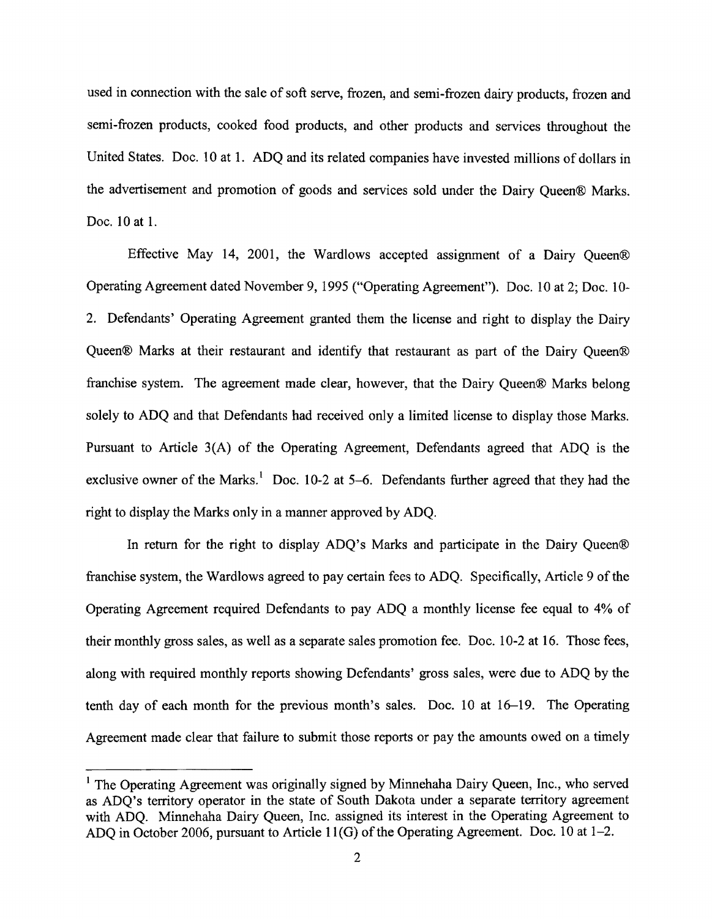used in connection with the sale of soft serve, frozen, and semi-frozen dairy products, frozen and semi-frozen products, cooked food products, and other products and services throughout the United States. Doc. 10 at 1. ADQ and its related companies have invested millions of dollars in the advertisement and promotion of goods and services sold under the Dairy Queen® Marks. Doc. 10 at 1.

Effective May 14, 2001, the Wardlows accepted assignment of a Dairy Queen® Operating Agreement dated November 9, 1995 ("Operating Agreement"). Doc. 10 at 2; Doc. 10-2. Defendants' Operating Agreement granted them the license and right to display the Dairy Queen® Marks at their restaurant and identify that restaurant as part of the Dairy Queen® franchise system. The agreement made clear, however, that the Dairy Queen® Marks belong solely to ADQ and that Defendants had received only a limited license to display those Marks. Pursuant to Article 3(A) of the Operating Agreement, Defendants agreed that ADQ is the exclusive owner of the Marks.[1] Doc. 10-2 at 5–6. Defendants further agreed that they had the right to display the Marks only in a manner approved by ADQ.

In return for the right to display ADQ's Marks and participate in the Dairy Queen® franchise system, the Wardlows agreed to pay certain fees to ADQ. Specifically, Article 9 of the Operating Agreement required Defendants to pay ADQ a monthly license fee equal to 4% of their monthly gross sales, as well as a separate sales promotion fee. Doc. 10-2 at 16. Those fees, along with required monthly reports showing Defendants' gross sales, were due to ADQ by the tenth day of each month for the previous month's sales. Doc. 10 at 16–19. The Operating Agreement made clear that failure to submit those reports or pay the amounts owed on a timely

---

[1] The Operating Agreement was originally signed by Minnehaha Dairy Queen, Inc., who served as ADQ's territory operator in the state of South Dakota under a separate territory agreement with ADQ. Minnehaha Dairy Queen, Inc. assigned its interest in the Operating Agreement to ADQ in October 2006, pursuant to Article 11(G) of the Operating Agreement. Doc. 10 at 1–2.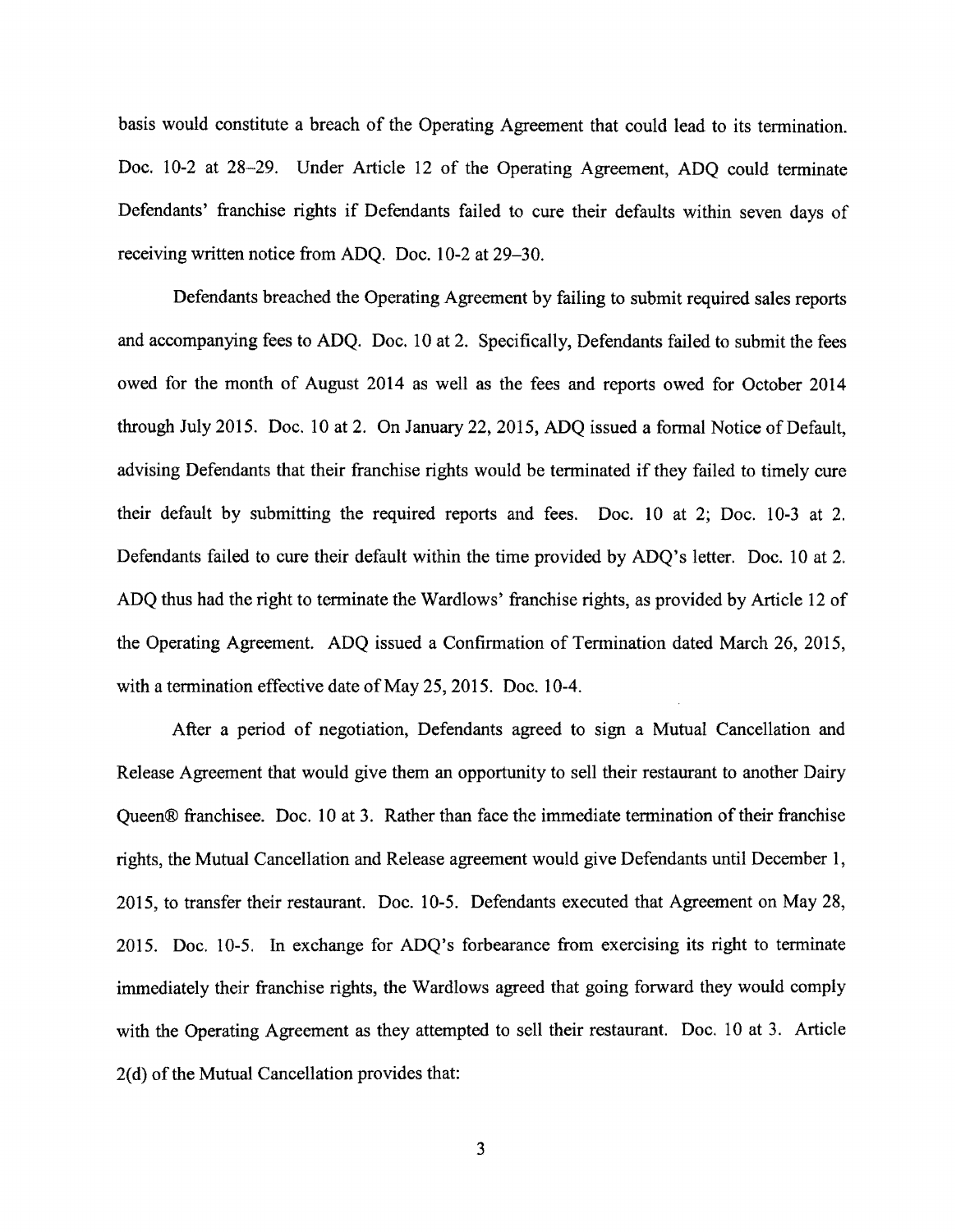basis would constitute a breach of the Operating Agreement that could lead to its termination. Doc. 10-2 at 28–29. Under Article 12 of the Operating Agreement, ADQ could terminate Defendants' franchise rights if Defendants failed to cure their defaults within seven days of receiving written notice from ADQ. Doc. 10-2 at 29–30.

Defendants breached the Operating Agreement by failing to submit required sales reports and accompanying fees to ADQ. Doc. 10 at 2. Specifically, Defendants failed to submit the fees owed for the month of August 2014 as well as the fees and reports owed for October 2014 through July 2015. Doc. 10 at 2. On January 22, 2015, ADQ issued a formal Notice of Default, advising Defendants that their franchise rights would be terminated if they failed to timely cure their default by submitting the required reports and fees. Doc. 10 at 2; Doc. 10-3 at 2. Defendants failed to cure their default within the time provided by ADQ's letter. Doc. 10 at 2. ADQ thus had the right to terminate the Wardlows' franchise rights, as provided by Article 12 of the Operating Agreement. ADQ issued a Confirmation of Termination dated March 26, 2015, with a termination effective date of May 25, 2015. Doc. 10-4.

After a period of negotiation, Defendants agreed to sign a Mutual Cancellation and Release Agreement that would give them an opportunity to sell their restaurant to another Dairy Queen® franchisee. Doc. 10 at 3. Rather than face the immediate termination of their franchise rights, the Mutual Cancellation and Release agreement would give Defendants until December 1, 2015, to transfer their restaurant. Doc. 10-5. Defendants executed that Agreement on May 28, 2015. Doc. 10-5. In exchange for ADQ's forbearance from exercising its right to terminate immediately their franchise rights, the Wardlows agreed that going forward they would comply with the Operating Agreement as they attempted to sell their restaurant. Doc. 10 at 3. Article 2(d) of the Mutual Cancellation provides that: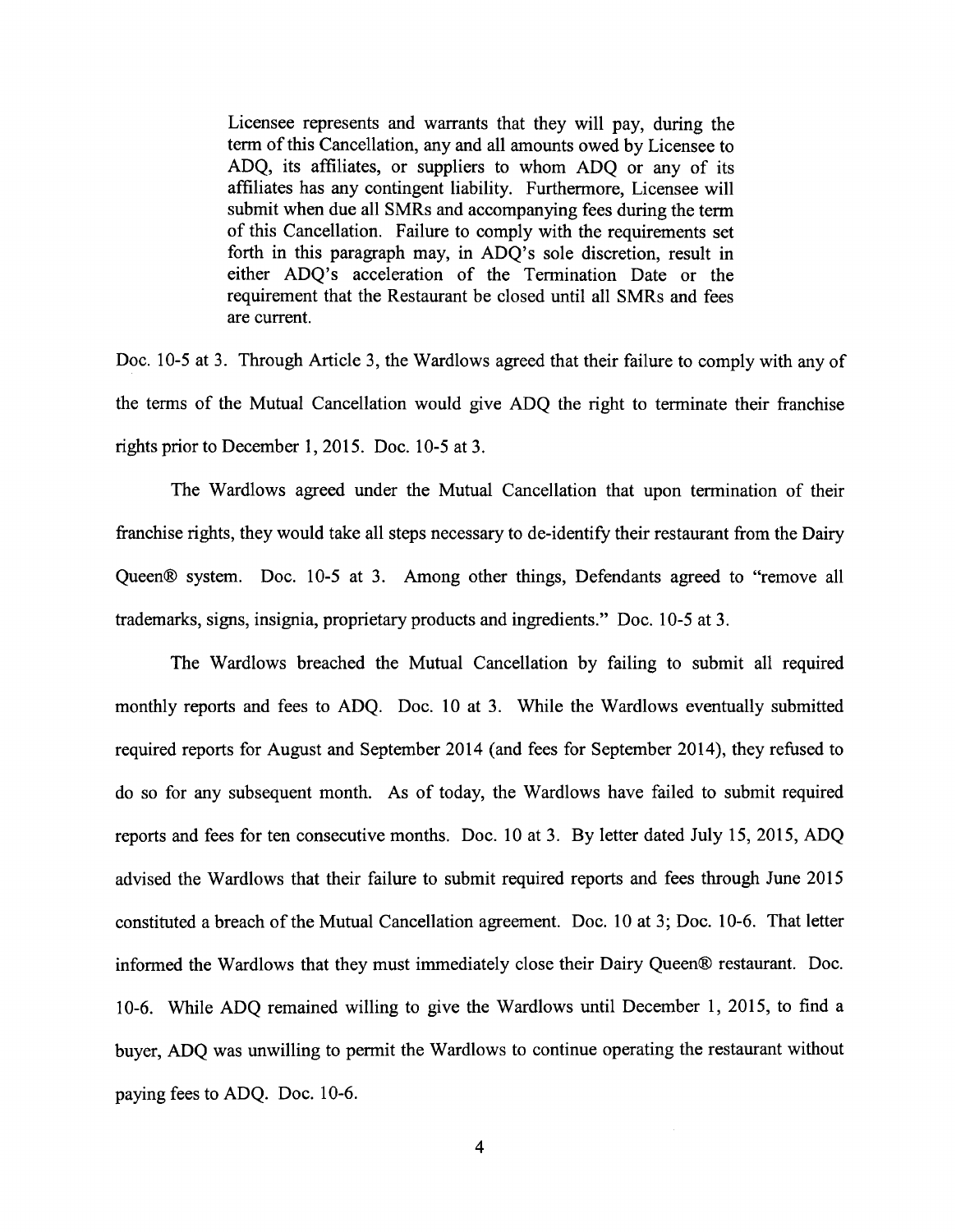> Licensee represents and warrants that they will pay, during the term of this Cancellation, any and all amounts owed by Licensee to ADQ, its affiliates, or suppliers to whom ADQ or any of its affiliates has any contingent liability. Furthermore, Licensee will submit when due all SMRs and accompanying fees during the term of this Cancellation. Failure to comply with the requirements set forth in this paragraph may, in ADQ's sole discretion, result in either ADQ's acceleration of the Termination Date or the requirement that the Restaurant be closed until all SMRs and fees are current.

Doc. 10-5 at 3. Through Article 3, the Wardlows agreed that their failure to comply with any of the terms of the Mutual Cancellation would give ADQ the right to terminate their franchise rights prior to December 1, 2015. Doc. 10-5 at 3.

The Wardlows agreed under the Mutual Cancellation that upon termination of their franchise rights, they would take all steps necessary to de-identify their restaurant from the Dairy Queen® system. Doc. 10-5 at 3. Among other things, Defendants agreed to "remove all trademarks, signs, insignia, proprietary products and ingredients." Doc. 10-5 at 3.

The Wardlows breached the Mutual Cancellation by failing to submit all required monthly reports and fees to ADQ. Doc. 10 at 3. While the Wardlows eventually submitted required reports for August and September 2014 (and fees for September 2014), they refused to do so for any subsequent month. As of today, the Wardlows have failed to submit required reports and fees for ten consecutive months. Doc. 10 at 3. By letter dated July 15, 2015, ADQ advised the Wardlows that their failure to submit required reports and fees through June 2015 constituted a breach of the Mutual Cancellation agreement. Doc. 10 at 3; Doc. 10-6. That letter informed the Wardlows that they must immediately close their Dairy Queen® restaurant. Doc. 10-6. While ADQ remained willing to give the Wardlows until December 1, 2015, to find a buyer, ADQ was unwilling to permit the Wardlows to continue operating the restaurant without paying fees to ADQ. Doc. 10-6.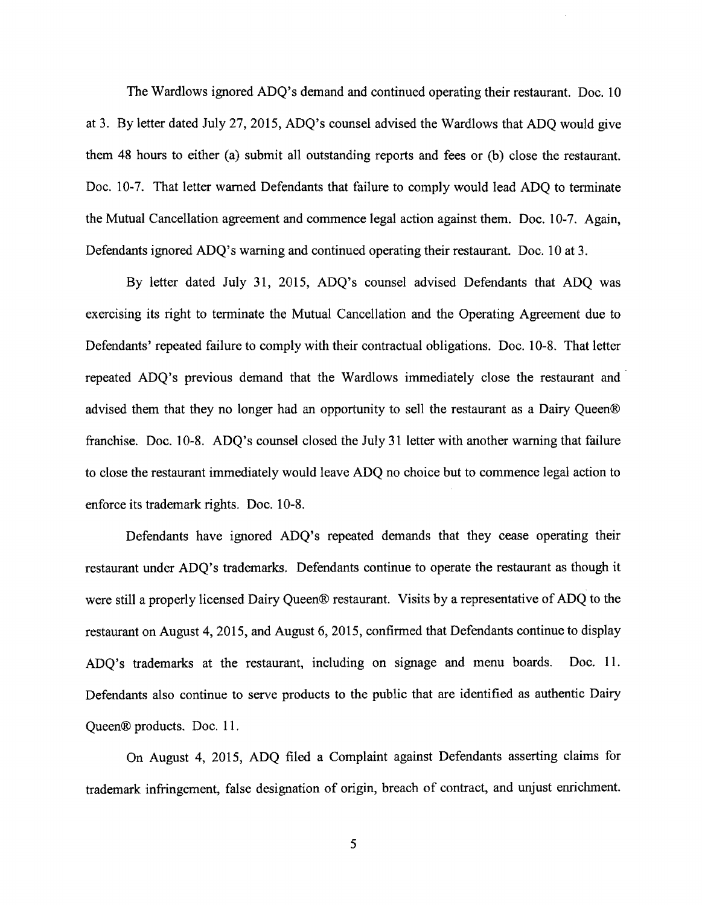The Wardlows ignored ADQ's demand and continued operating their restaurant. Doc. 10 at 3. By letter dated July 27, 2015, ADQ's counsel advised the Wardlows that ADQ would give them 48 hours to either (a) submit all outstanding reports and fees or (b) close the restaurant. Doc. 10-7. That letter warned Defendants that failure to comply would lead ADQ to terminate the Mutual Cancellation agreement and commence legal action against them. Doc. 10-7. Again, Defendants ignored ADQ's warning and continued operating their restaurant. Doc. 10 at 3.

By letter dated July 31, 2015, ADQ's counsel advised Defendants that ADQ was exercising its right to terminate the Mutual Cancellation and the Operating Agreement due to Defendants' repeated failure to comply with their contractual obligations. Doc. 10-8. That letter repeated ADQ's previous demand that the Wardlows immediately close the restaurant and advised them that they no longer had an opportunity to sell the restaurant as a Dairy Queen® franchise. Doc. 10-8. ADQ's counsel closed the July 31 letter with another warning that failure to close the restaurant immediately would leave ADQ no choice but to commence legal action to enforce its trademark rights. Doc. 10-8.

Defendants have ignored ADQ's repeated demands that they cease operating their restaurant under ADQ's trademarks. Defendants continue to operate the restaurant as though it were still a properly licensed Dairy Queen® restaurant. Visits by a representative of ADQ to the restaurant on August 4, 2015, and August 6, 2015, confirmed that Defendants continue to display ADQ's trademarks at the restaurant, including on signage and menu boards. Doc. 11. Defendants also continue to serve products to the public that are identified as authentic Dairy Queen® products. Doc. 11.

On August 4, 2015, ADQ filed a Complaint against Defendants asserting claims for trademark infringement, false designation of origin, breach of contract, and unjust enrichment.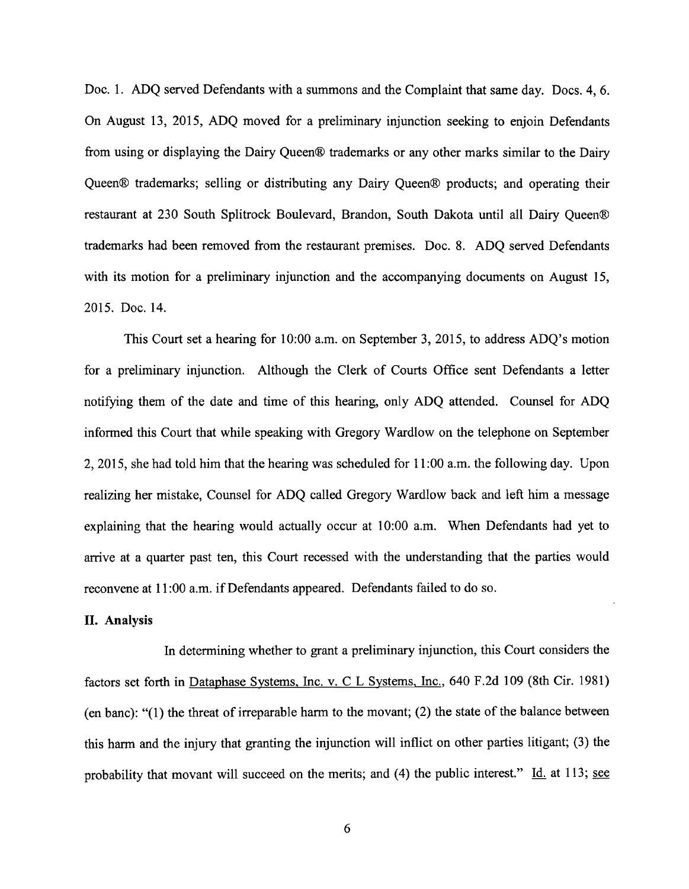Doc. 1. ADQ served Defendants with a summons and the Complaint that same day. Docs. 4, 6. On August 13, 2015, ADQ moved for a preliminary injunction seeking to enjoin Defendants from using or displaying the Dairy Queen® trademarks or any other marks similar to the Dairy Queen® trademarks; selling or distributing any Dairy Queen® products; and operating their restaurant at 230 South Splitrock Boulevard, Brandon, South Dakota until all Dairy Queen® trademarks had been removed from the restaurant premises. Doc. 8. ADQ served Defendants with its motion for a preliminary injunction and the accompanying documents on August 15, 2015. Doc. 14.

This Court set a hearing for 10:00 a.m. on September 3, 2015, to address ADQ's motion for a preliminary injunction. Although the Clerk of Courts Office sent Defendants a letter notifying them of the date and time of this hearing, only ADQ attended. Counsel for ADQ informed this Court that while speaking with Gregory Wardlow on the telephone on September 2, 2015, she had told him that the hearing was scheduled for 11:00 a.m. the following day. Upon realizing her mistake, Counsel for ADQ called Gregory Wardlow back and left him a message explaining that the hearing would actually occur at 10:00 a.m. When Defendants had yet to arrive at a quarter past ten, this Court recessed with the understanding that the parties would reconvene at 11:00 a.m. if Defendants appeared. Defendants failed to do so.

## II. Analysis

In determining whether to grant a preliminary injunction, this Court considers the factors set forth in Dataphase Systems, Inc. v. C L Systems, Inc., 640 F.2d 109 (8th Cir. 1981) (en banc): "(1) the threat of irreparable harm to the movant; (2) the state of the balance between this harm and the injury that granting the injunction will inflict on other parties litigant; (3) the probability that movant will succeed on the merits; and (4) the public interest." Id. at 113; see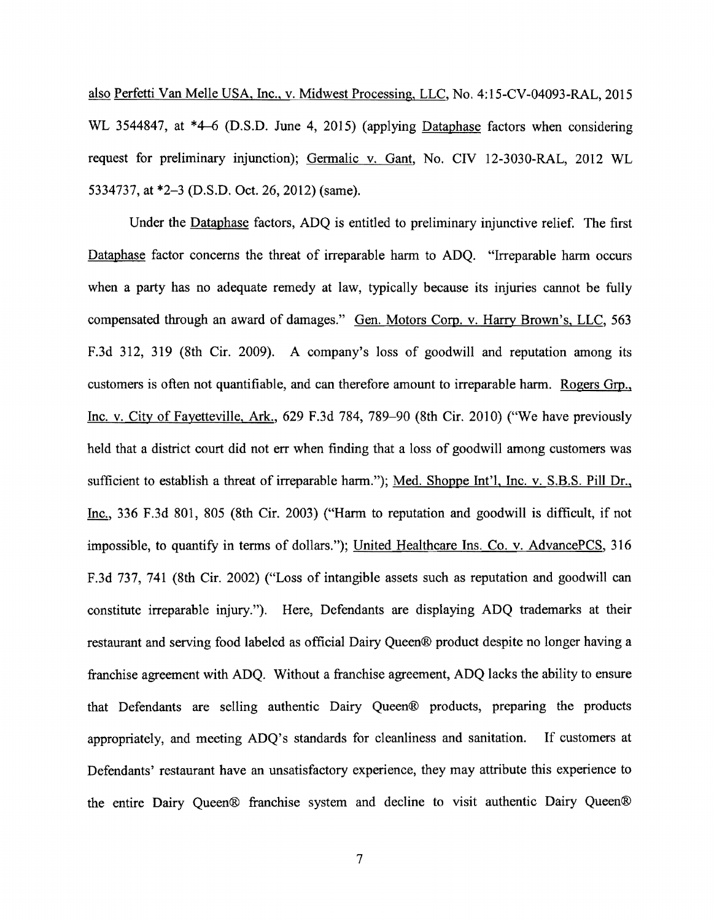also Perfetti Van Melle USA, Inc., v. Midwest Processing, LLC, No. 4:15-CV-04093-RAL, 2015 WL 3544847, at *4–6 (D.S.D. June 4, 2015) (applying Dataphase factors when considering request for preliminary injunction); Germalic v. Gant, No. CIV 12-3030-RAL, 2012 WL 5334737, at *2–3 (D.S.D. Oct. 26, 2012) (same).

Under the Dataphase factors, ADQ is entitled to preliminary injunctive relief. The first Dataphase factor concerns the threat of irreparable harm to ADQ. "Irreparable harm occurs when a party has no adequate remedy at law, typically because its injuries cannot be fully compensated through an award of damages." Gen. Motors Corp. v. Harry Brown's, LLC, 563 F.3d 312, 319 (8th Cir. 2009). A company's loss of goodwill and reputation among its customers is often not quantifiable, and can therefore amount to irreparable harm. Rogers Grp., Inc. v. City of Fayetteville, Ark., 629 F.3d 784, 789–90 (8th Cir. 2010) ("We have previously held that a district court did not err when finding that a loss of goodwill among customers was sufficient to establish a threat of irreparable harm."); Med. Shoppe Int'l, Inc. v. S.B.S. Pill Dr., Inc., 336 F.3d 801, 805 (8th Cir. 2003) ("Harm to reputation and goodwill is difficult, if not impossible, to quantify in terms of dollars."); United Healthcare Ins. Co. v. AdvancePCS, 316 F.3d 737, 741 (8th Cir. 2002) ("Loss of intangible assets such as reputation and goodwill can constitute irreparable injury."). Here, Defendants are displaying ADQ trademarks at their restaurant and serving food labeled as official Dairy Queen® product despite no longer having a franchise agreement with ADQ. Without a franchise agreement, ADQ lacks the ability to ensure that Defendants are selling authentic Dairy Queen® products, preparing the products appropriately, and meeting ADQ's standards for cleanliness and sanitation. If customers at Defendants' restaurant have an unsatisfactory experience, they may attribute this experience to the entire Dairy Queen® franchise system and decline to visit authentic Dairy Queen®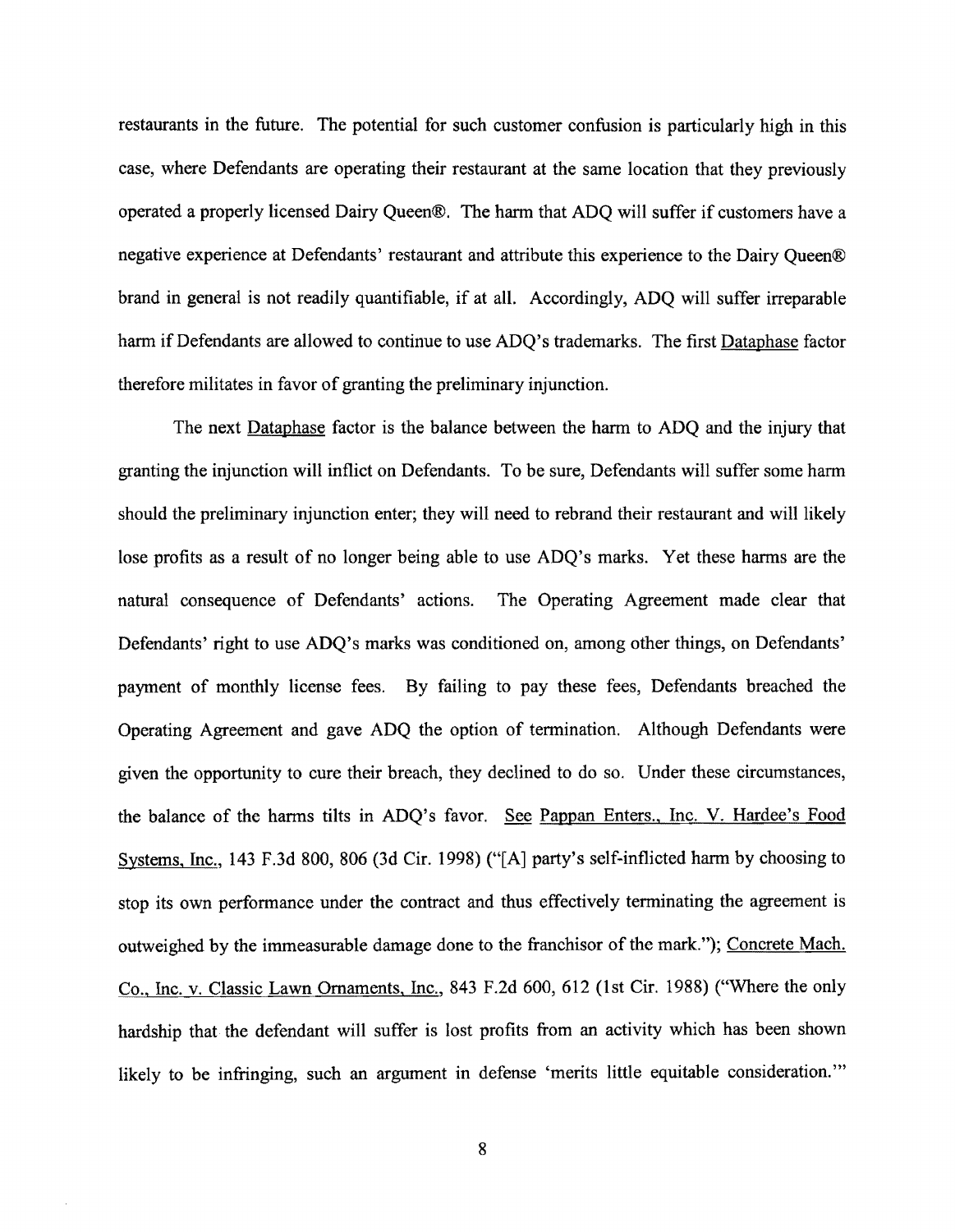restaurants in the future. The potential for such customer confusion is particularly high in this case, where Defendants are operating their restaurant at the same location that they previously operated a properly licensed Dairy Queen®. The harm that ADQ will suffer if customers have a negative experience at Defendants' restaurant and attribute this experience to the Dairy Queen® brand in general is not readily quantifiable, if at all. Accordingly, ADQ will suffer irreparable harm if Defendants are allowed to continue to use ADQ's trademarks. The first Dataphase factor therefore militates in favor of granting the preliminary injunction.

The next Dataphase factor is the balance between the harm to ADQ and the injury that granting the injunction will inflict on Defendants. To be sure, Defendants will suffer some harm should the preliminary injunction enter; they will need to rebrand their restaurant and will likely lose profits as a result of no longer being able to use ADQ's marks. Yet these harms are the natural consequence of Defendants' actions. The Operating Agreement made clear that Defendants' right to use ADQ's marks was conditioned on, among other things, on Defendants' payment of monthly license fees. By failing to pay these fees, Defendants breached the Operating Agreement and gave ADQ the option of termination. Although Defendants were given the opportunity to cure their breach, they declined to do so. Under these circumstances, the balance of the harms tilts in ADQ's favor. See Pappan Enters., Inc. V. Hardee's Food Systems, Inc., 143 F.3d 800, 806 (3d Cir. 1998) ("[A] party's self-inflicted harm by choosing to stop its own performance under the contract and thus effectively terminating the agreement is outweighed by the immeasurable damage done to the franchisor of the mark."); Concrete Mach. Co., Inc. v. Classic Lawn Ornaments, Inc., 843 F.2d 600, 612 (1st Cir. 1988) ("Where the only hardship that the defendant will suffer is lost profits from an activity which has been shown likely to be infringing, such an argument in defense 'merits little equitable consideration.'"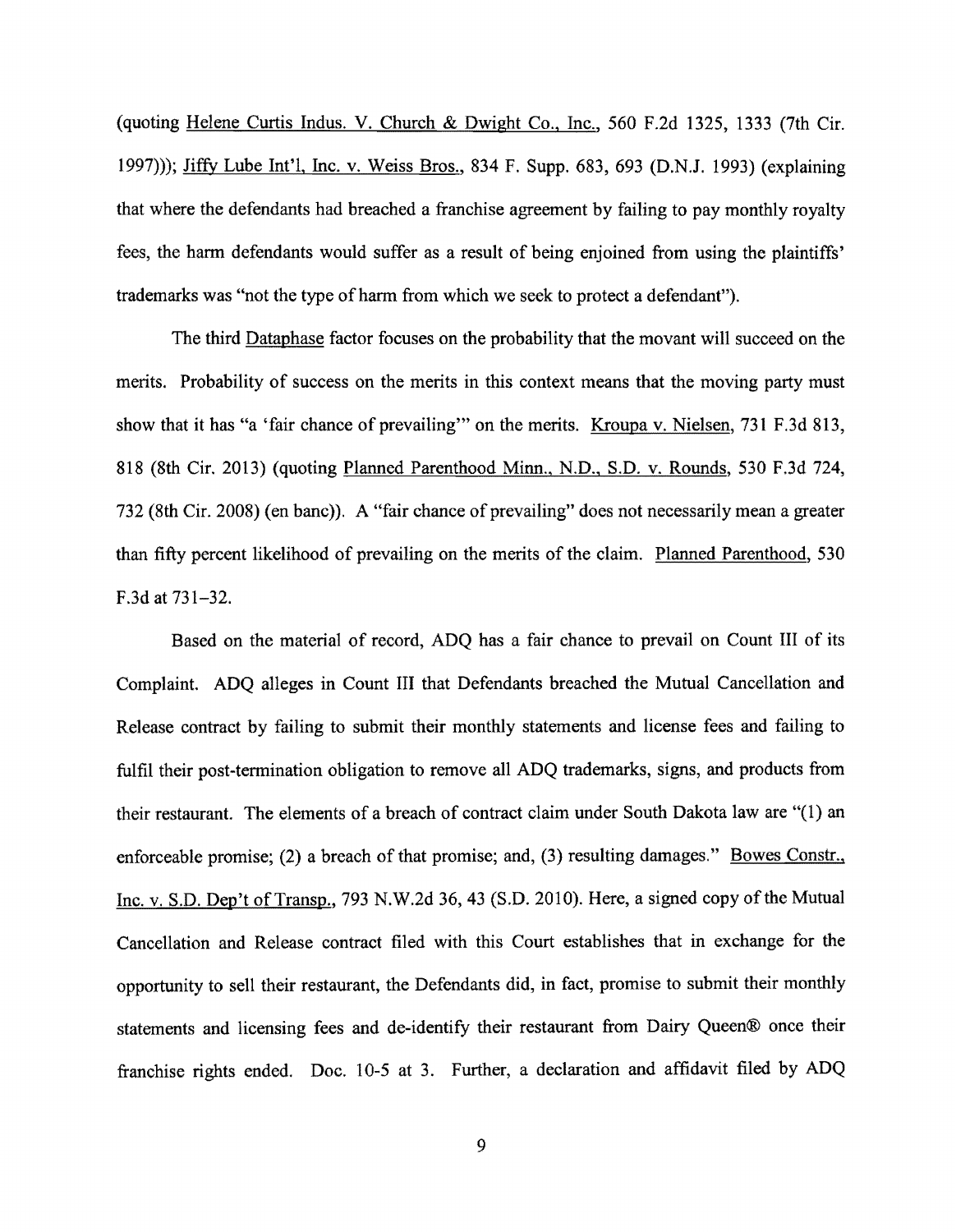(quoting Helene Curtis Indus. V. Church & Dwight Co., Inc., 560 F.2d 1325, 1333 (7th Cir. 1997))); Jiffy Lube Int'l, Inc. v. Weiss Bros., 834 F. Supp. 683, 693 (D.N.J. 1993) (explaining that where the defendants had breached a franchise agreement by failing to pay monthly royalty fees, the harm defendants would suffer as a result of being enjoined from using the plaintiffs' trademarks was "not the type of harm from which we seek to protect a defendant").

The third Dataphase factor focuses on the probability that the movant will succeed on the merits. Probability of success on the merits in this context means that the moving party must show that it has "a 'fair chance of prevailing'" on the merits. Kroupa v. Nielsen, 731 F.3d 813, 818 (8th Cir. 2013) (quoting Planned Parenthood Minn., N.D., S.D. v. Rounds, 530 F.3d 724, 732 (8th Cir. 2008) (en banc)). A "fair chance of prevailing" does not necessarily mean a greater than fifty percent likelihood of prevailing on the merits of the claim. Planned Parenthood, 530 F.3d at 731–32.

Based on the material of record, ADQ has a fair chance to prevail on Count III of its Complaint. ADQ alleges in Count III that Defendants breached the Mutual Cancellation and Release contract by failing to submit their monthly statements and license fees and failing to fulfil their post-termination obligation to remove all ADQ trademarks, signs, and products from their restaurant. The elements of a breach of contract claim under South Dakota law are "(1) an enforceable promise; (2) a breach of that promise; and, (3) resulting damages." Bowes Constr., Inc. v. S.D. Dep't of Transp., 793 N.W.2d 36, 43 (S.D. 2010). Here, a signed copy of the Mutual Cancellation and Release contract filed with this Court establishes that in exchange for the opportunity to sell their restaurant, the Defendants did, in fact, promise to submit their monthly statements and licensing fees and de-identify their restaurant from Dairy Queen® once their franchise rights ended. Doc. 10-5 at 3. Further, a declaration and affidavit filed by ADQ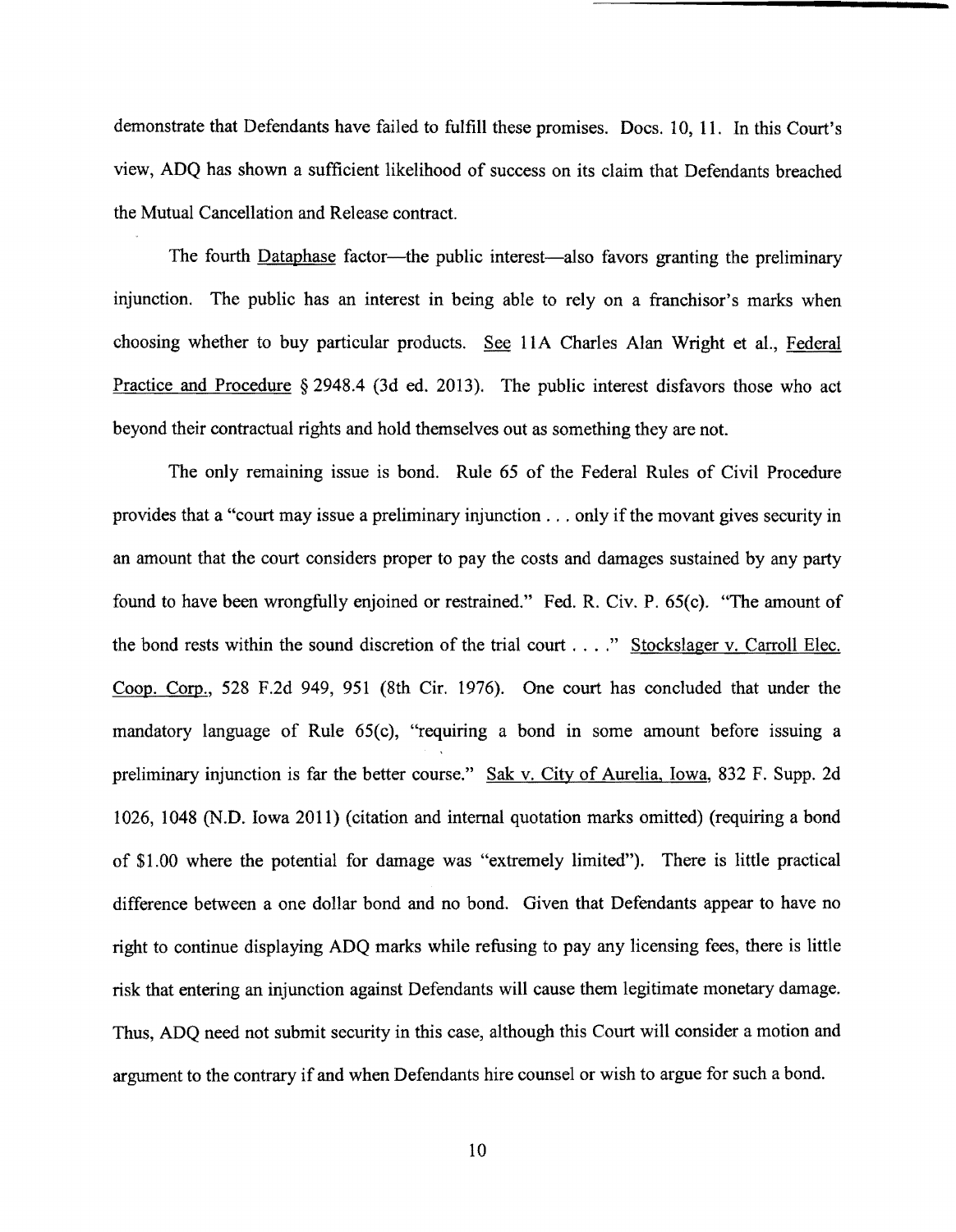demonstrate that Defendants have failed to fulfill these promises. Docs. 10, 11. In this Court's view, ADQ has shown a sufficient likelihood of success on its claim that Defendants breached the Mutual Cancellation and Release contract.

The fourth Dataphase factor—the public interest—also favors granting the preliminary injunction. The public has an interest in being able to rely on a franchisor's marks when choosing whether to buy particular products. See 11A Charles Alan Wright et al., Federal Practice and Procedure § 2948.4 (3d ed. 2013). The public interest disfavors those who act beyond their contractual rights and hold themselves out as something they are not.

The only remaining issue is bond. Rule 65 of the Federal Rules of Civil Procedure provides that a "court may issue a preliminary injunction . . . only if the movant gives security in an amount that the court considers proper to pay the costs and damages sustained by any party found to have been wrongfully enjoined or restrained." Fed. R. Civ. P. 65(c). "The amount of the bond rests within the sound discretion of the trial court . . . ." Stockslager v. Carroll Elec. Coop. Corp., 528 F.2d 949, 951 (8th Cir. 1976). One court has concluded that under the mandatory language of Rule 65(c), "requiring a bond in some amount before issuing a preliminary injunction is far the better course." Sak v. City of Aurelia, Iowa, 832 F. Supp. 2d 1026, 1048 (N.D. Iowa 2011) (citation and internal quotation marks omitted) (requiring a bond of $1.00 where the potential for damage was "extremely limited"). There is little practical difference between a one dollar bond and no bond. Given that Defendants appear to have no right to continue displaying ADQ marks while refusing to pay any licensing fees, there is little risk that entering an injunction against Defendants will cause them legitimate monetary damage. Thus, ADQ need not submit security in this case, although this Court will consider a motion and argument to the contrary if and when Defendants hire counsel or wish to argue for such a bond.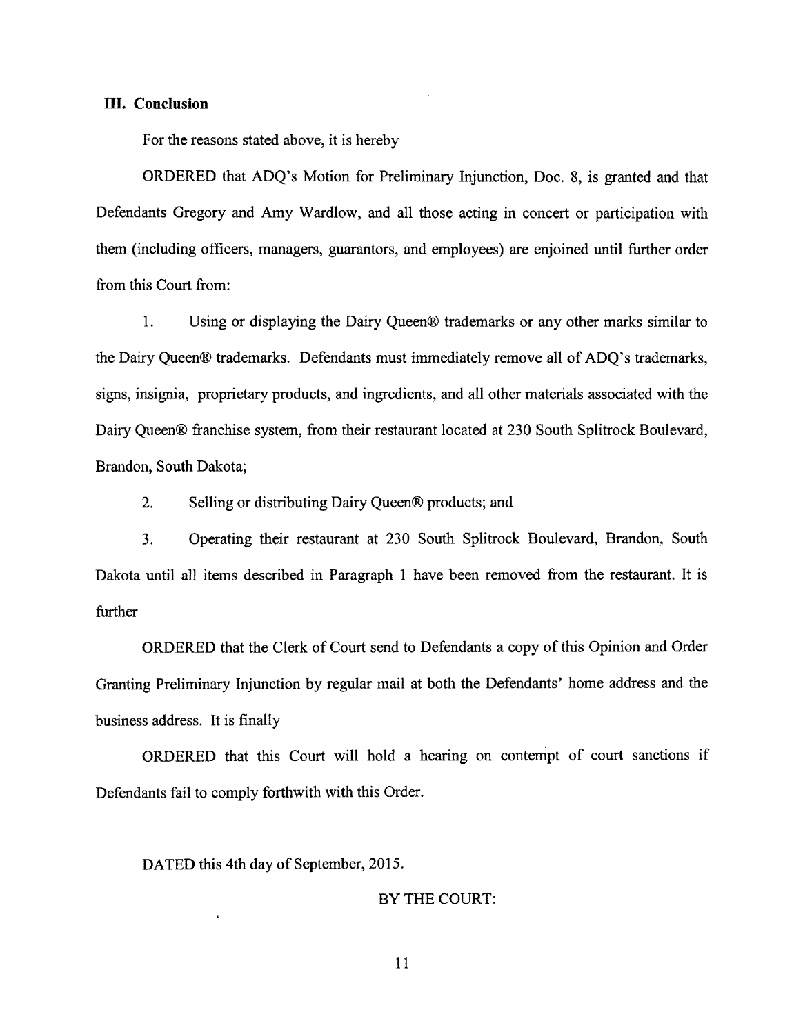## III. Conclusion

For the reasons stated above, it is hereby

ORDERED that ADQ's Motion for Preliminary Injunction, Doc. 8, is granted and that Defendants Gregory and Amy Wardlow, and all those acting in concert or participation with them (including officers, managers, guarantors, and employees) are enjoined until further order from this Court from:

1. Using or displaying the Dairy Queen® trademarks or any other marks similar to the Dairy Queen® trademarks. Defendants must immediately remove all of ADQ's trademarks, signs, insignia, proprietary products, and ingredients, and all other materials associated with the Dairy Queen® franchise system, from their restaurant located at 230 South Splitrock Boulevard, Brandon, South Dakota;

2. Selling or distributing Dairy Queen® products; and

3. Operating their restaurant at 230 South Splitrock Boulevard, Brandon, South Dakota until all items described in Paragraph 1 have been removed from the restaurant. It is further

ORDERED that the Clerk of Court send to Defendants a copy of this Opinion and Order Granting Preliminary Injunction by regular mail at both the Defendants' home address and the business address. It is finally

ORDERED that this Court will hold a hearing on contempt of court sanctions if Defendants fail to comply forthwith with this Order.

DATED this 4th day of September, 2015.

BY THE COURT: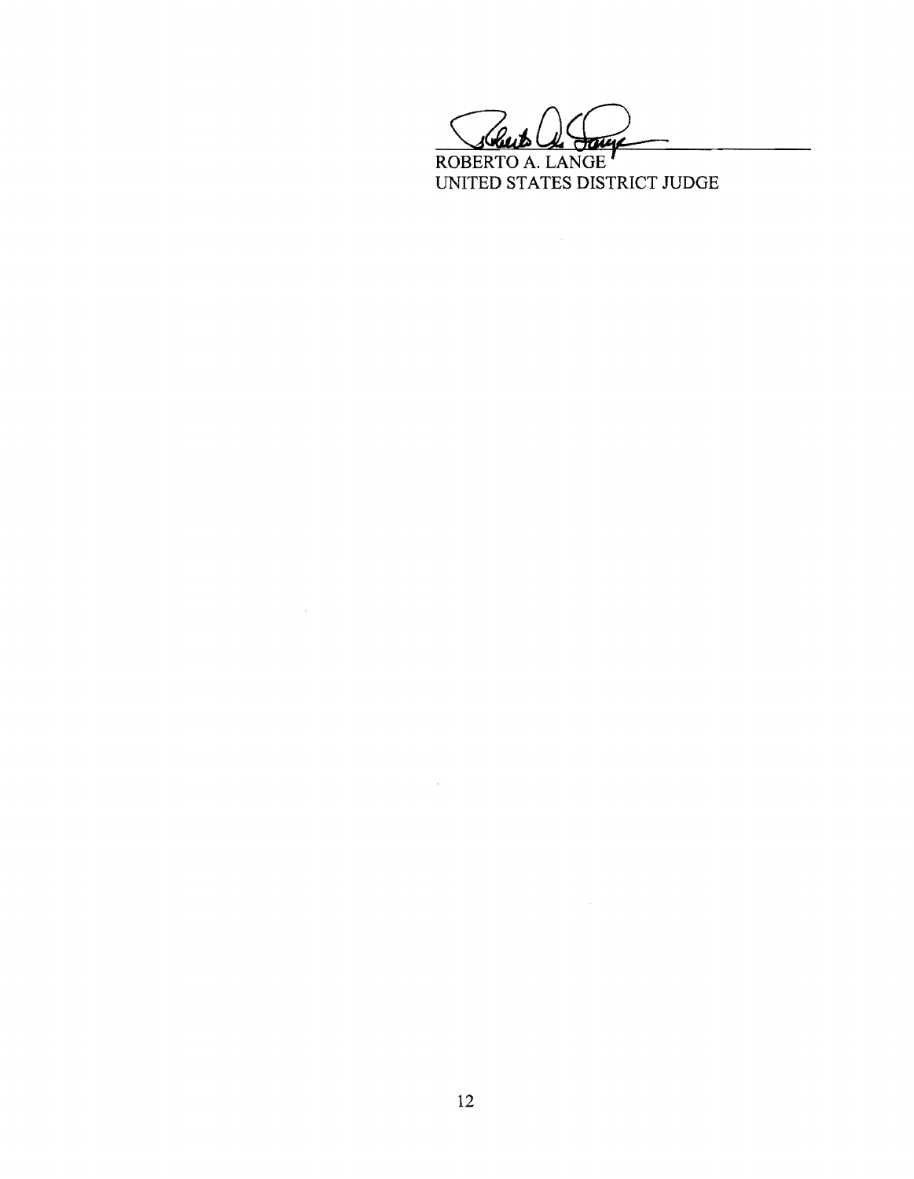ROBERTO A. LANGE
UNITED STATES DISTRICT JUDGE